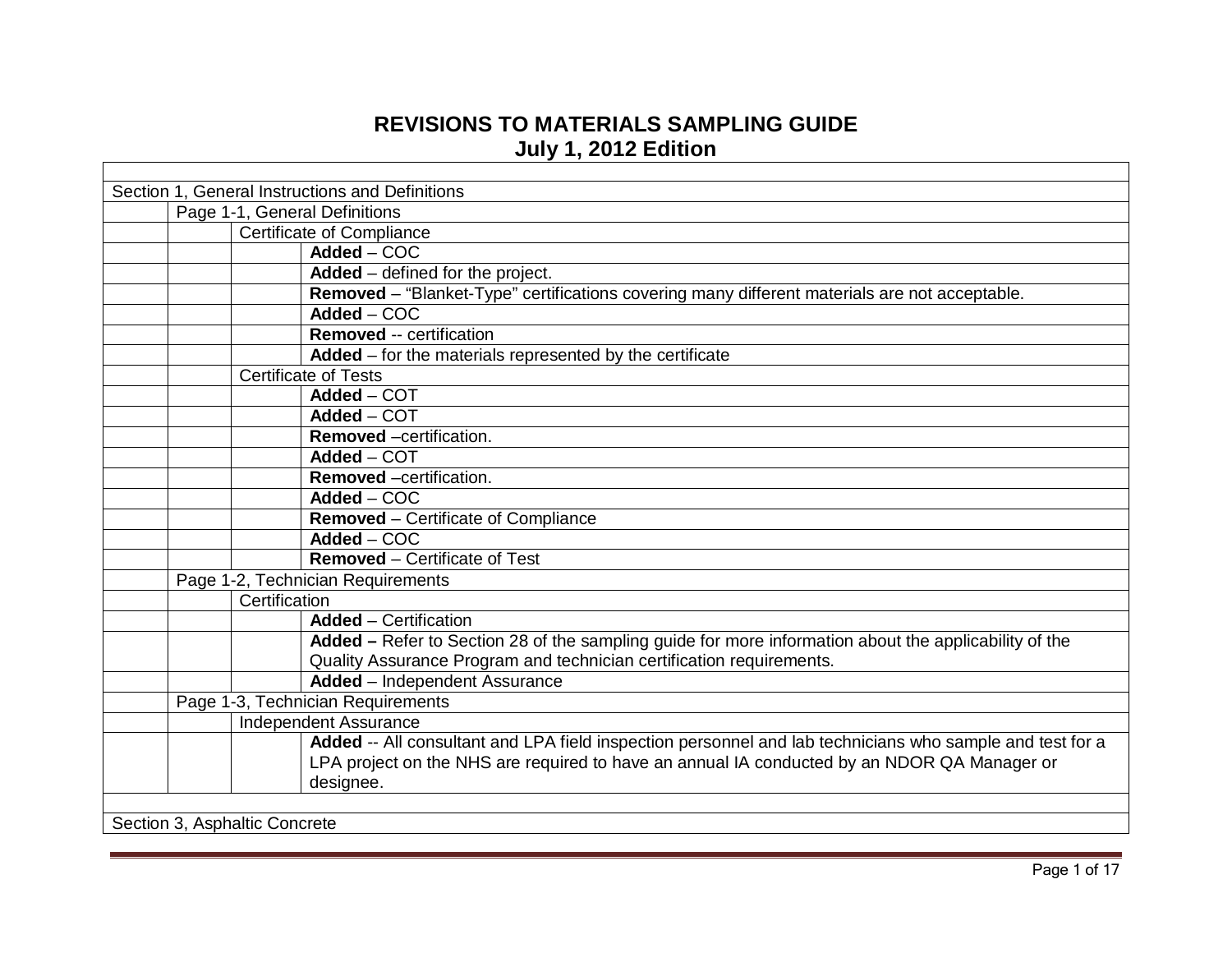# REVISIONS TO MATERIALS SAMPLING GUIDE
## July 1, 2012 Edition

| | | | |
|---|---|---|---|
| Section 1, General Instructions and Definitions | | | |
| | Page 1-1, General Definitions | | |
| | | Certificate of Compliance | |
| | | | **Added** – COC |
| | | | **Added** – defined for the project. |
| | | | **Removed** – “Blanket-Type” certifications covering many different materials are not acceptable. |
| | | | **Added** – COC |
| | | | **Removed** -- certification |
| | | | **Added** – for the materials represented by the certificate |
| | | Certificate of Tests | |
| | | | **Added** – COT |
| | | | **Added** – COT |
| | | | **Removed** –certification. |
| | | | **Added** – COT |
| | | | **Removed** –certification. |
| | | | **Added** – COC |
| | | | **Removed** – Certificate of Compliance |
| | | | **Added** – COC |
| | | | **Removed** – Certificate of Test |
| | Page 1-2, Technician Requirements | | |
| | | Certification | |
| | | | **Added** – Certification |
| | | | **Added –** Refer to Section 28 of the sampling guide for more information about the applicability of the Quality Assurance Program and technician certification requirements. |
| | | | **Added** – Independent Assurance |
| | Page 1-3, Technician Requirements | | |
| | | Independent Assurance | |
| | | | **Added** -- All consultant and LPA field inspection personnel and lab technicians who sample and test for a LPA project on the NHS are required to have an annual IA conducted by an NDOR QA Manager or designee. |
| | | | |
| Section 3, Asphaltic Concrete | | | |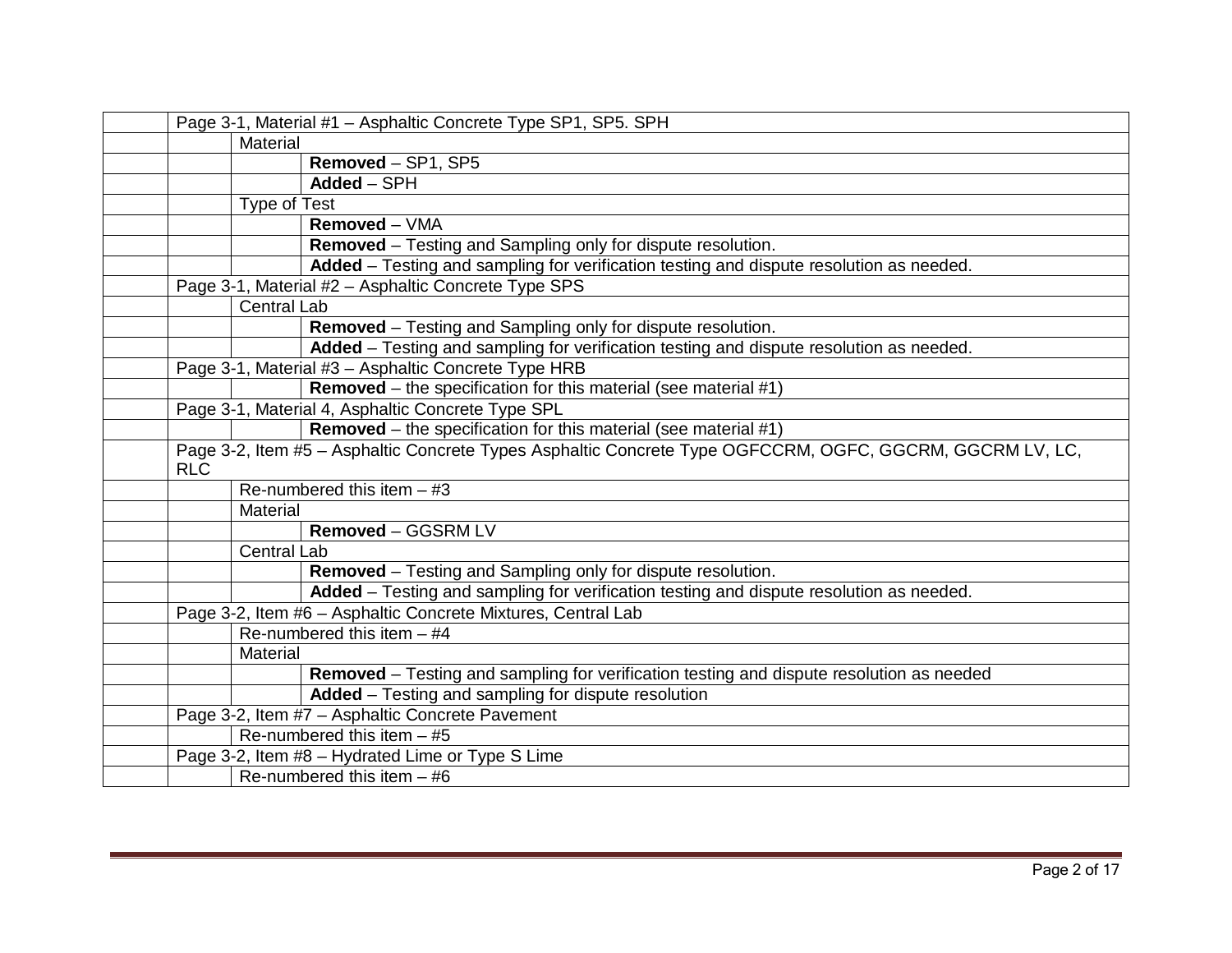| | | | |
|---|---|---|---|
| | Page 3-1, Material #1 – Asphaltic Concrete Type SP1, SP5. SPH | | |
| | | Material | |
| | | | **Removed** – SP1, SP5 |
| | | | **Added** – SPH |
| | | Type of Test | |
| | | | **Removed** – VMA |
| | | | **Removed** – Testing and Sampling only for dispute resolution. |
| | | | **Added** – Testing and sampling for verification testing and dispute resolution as needed. |
| | Page 3-1, Material #2 – Asphaltic Concrete Type SPS | | |
| | | Central Lab | |
| | | | **Removed** – Testing and Sampling only for dispute resolution. |
| | | | **Added** – Testing and sampling for verification testing and dispute resolution as needed. |
| | Page 3-1, Material #3 – Asphaltic Concrete Type HRB | | |
| | | | **Removed** – the specification for this material (see material #1) |
| | Page 3-1, Material 4, Asphaltic Concrete Type SPL | | |
| | | | **Removed** – the specification for this material (see material #1) |
| | Page 3-2, Item #5 – Asphaltic Concrete Types Asphaltic Concrete Type OGFCCRM, OGFC, GGCRM, GGCRM LV, LC, RLC | | |
| | | Re-numbered this item – #3 | |
| | | Material | |
| | | | **Removed** – GGSRM LV |
| | | Central Lab | |
| | | | **Removed** – Testing and Sampling only for dispute resolution. |
| | | | **Added** – Testing and sampling for verification testing and dispute resolution as needed. |
| | Page 3-2, Item #6 – Asphaltic Concrete Mixtures, Central Lab | | |
| | | Re-numbered this item – #4 | |
| | | Material | |
| | | | **Removed** – Testing and sampling for verification testing and dispute resolution as needed |
| | | | **Added** – Testing and sampling for dispute resolution |
| | Page 3-2, Item #7 – Asphaltic Concrete Pavement | | |
| | | Re-numbered this item – #5 | |
| | Page 3-2, Item #8 – Hydrated Lime or Type S Lime | | |
| | | Re-numbered this item – #6 | |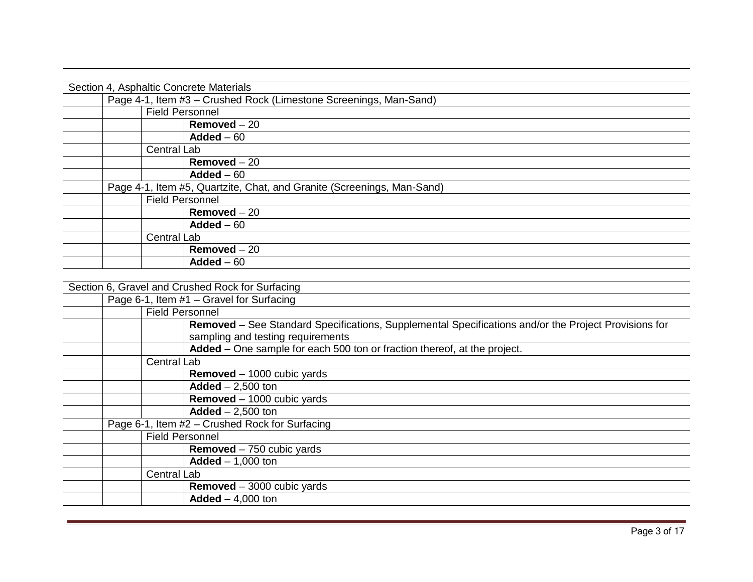| | | | |
|---|---|---|---|
| Section 4, Asphaltic Concrete Materials | | | |
| | Page 4-1, Item #3 – Crushed Rock (Limestone Screenings, Man-Sand) | | |
| | | Field Personnel | |
| | | | **Removed** – 20 |
| | | | **Added** – 60 |
| | | Central Lab | |
| | | | **Removed** – 20 |
| | | | **Added** – 60 |
| | Page 4-1, Item #5, Quartzite, Chat, and Granite (Screenings, Man-Sand) | | |
| | | Field Personnel | |
| | | | **Removed** – 20 |
| | | | **Added** – 60 |
| | | Central Lab | |
| | | | **Removed** – 20 |
| | | | **Added** – 60 |
| | | | |
| Section 6, Gravel and Crushed Rock for Surfacing | | | |
| | Page 6-1, Item #1 – Gravel for Surfacing | | |
| | | Field Personnel | |
| | | | **Removed** – See Standard Specifications, Supplemental Specifications and/or the Project Provisions for sampling and testing requirements |
| | | | **Added** – One sample for each 500 ton or fraction thereof, at the project. |
| | | Central Lab | |
| | | | **Removed** – 1000 cubic yards |
| | | | **Added** – 2,500 ton |
| | | | **Removed** – 1000 cubic yards |
| | | | **Added** – 2,500 ton |
| | Page 6-1, Item #2 – Crushed Rock for Surfacing | | |
| | | Field Personnel | |
| | | | **Removed** – 750 cubic yards |
| | | | **Added** – 1,000 ton |
| | | Central Lab | |
| | | | **Removed** – 3000 cubic yards |
| | | | **Added** – 4,000 ton |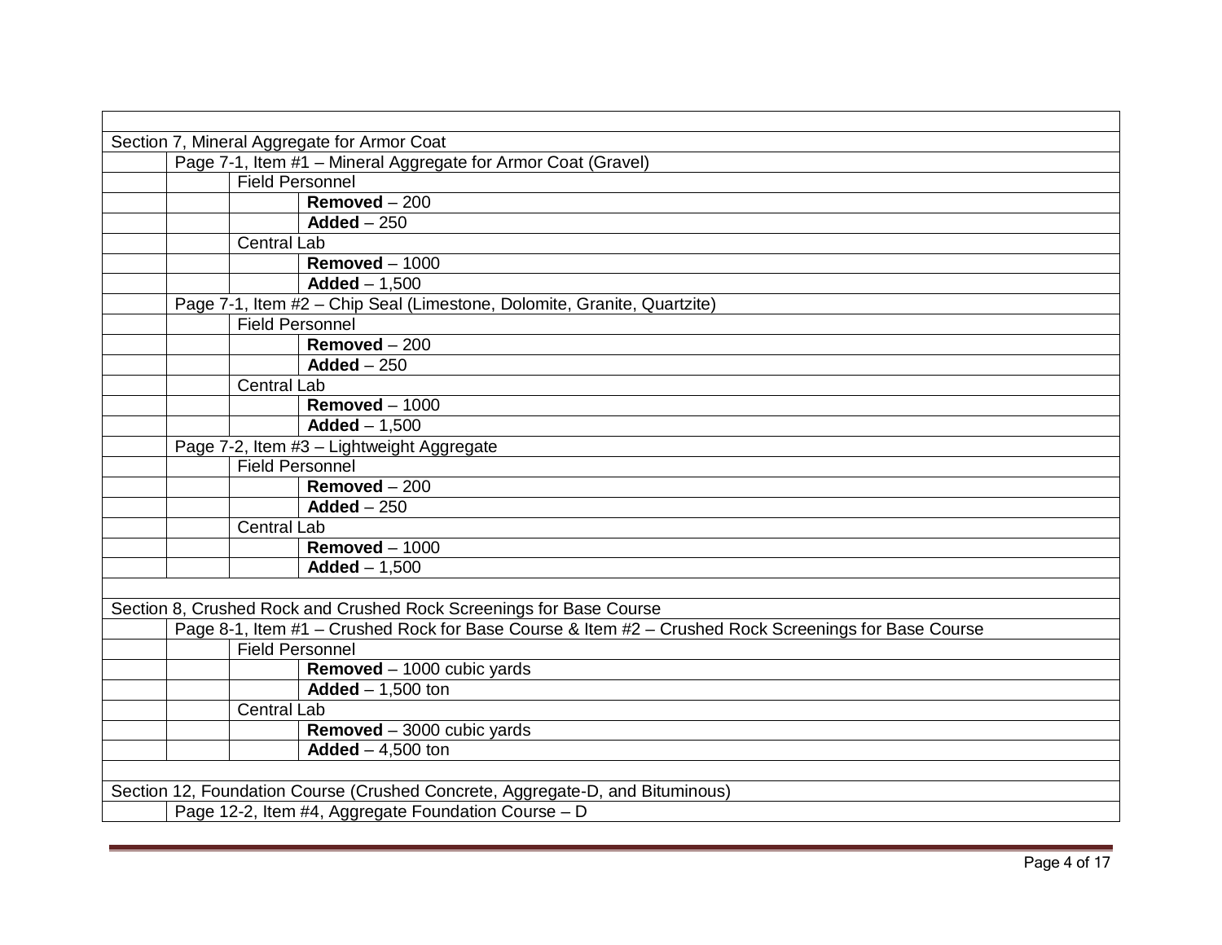| | | | |
|---|---|---|---|
| Section 7, Mineral Aggregate for Armor Coat | | | |
| | Page 7-1, Item #1 – Mineral Aggregate for Armor Coat (Gravel) | | |
| | | Field Personnel | |
| | | | **Removed** – 200 |
| | | | **Added** – 250 |
| | | Central Lab | |
| | | | **Removed** – 1000 |
| | | | **Added** – 1,500 |
| | Page 7-1, Item #2 – Chip Seal (Limestone, Dolomite, Granite, Quartzite) | | |
| | | Field Personnel | |
| | | | **Removed** – 200 |
| | | | **Added** – 250 |
| | | Central Lab | |
| | | | **Removed** – 1000 |
| | | | **Added** – 1,500 |
| | Page 7-2, Item #3 – Lightweight Aggregate | | |
| | | Field Personnel | |
| | | | **Removed** – 200 |
| | | | **Added** – 250 |
| | | Central Lab | |
| | | | **Removed** – 1000 |
| | | | **Added** – 1,500 |
| | | | |
| Section 8, Crushed Rock and Crushed Rock Screenings for Base Course | | | |
| | Page 8-1, Item #1 – Crushed Rock for Base Course & Item #2 – Crushed Rock Screenings for Base Course | | |
| | | Field Personnel | |
| | | | **Removed** – 1000 cubic yards |
| | | | **Added** – 1,500 ton |
| | | Central Lab | |
| | | | **Removed** – 3000 cubic yards |
| | | | **Added** – 4,500 ton |
| | | | |
| Section 12, Foundation Course (Crushed Concrete, Aggregate-D, and Bituminous) | | | |
| | Page 12-2, Item #4, Aggregate Foundation Course – D | | |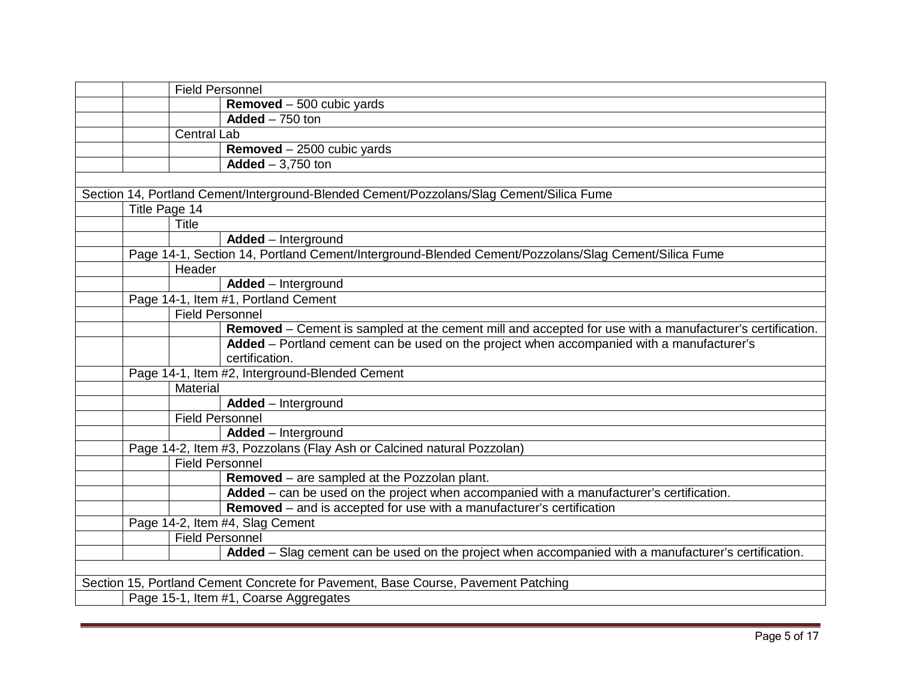| | | | |
|---|---|---|---|
| | | Field Personnel | |
| | | | **Removed** – 500 cubic yards |
| | | | **Added** – 750 ton |
| | | Central Lab | |
| | | | **Removed** – 2500 cubic yards |
| | | | **Added** – 3,750 ton |
| | | | |
| Section 14, Portland Cement/Interground-Blended Cement/Pozzolans/Slag Cement/Silica Fume | | | |
| | Title Page 14 | | |
| | | Title | |
| | | | **Added** – Interground |
| | Page 14-1, Section 14, Portland Cement/Interground-Blended Cement/Pozzolans/Slag Cement/Silica Fume | | |
| | | Header | |
| | | | **Added** – Interground |
| | Page 14-1, Item #1, Portland Cement | | |
| | | Field Personnel | |
| | | | **Removed** – Cement is sampled at the cement mill and accepted for use with a manufacturer's certification. |
| | | | **Added** – Portland cement can be used on the project when accompanied with a manufacturer's certification. |
| | Page 14-1, Item #2, Interground-Blended Cement | | |
| | | Material | |
| | | | **Added** – Interground |
| | | Field Personnel | |
| | | | **Added** – Interground |
| | Page 14-2, Item #3, Pozzolans (Flay Ash or Calcined natural Pozzolan) | | |
| | | Field Personnel | |
| | | | **Removed** – are sampled at the Pozzolan plant. |
| | | | **Added** – can be used on the project when accompanied with a manufacturer's certification. |
| | | | **Removed** – and is accepted for use with a manufacturer's certification |
| | Page 14-2, Item #4, Slag Cement | | |
| | | Field Personnel | |
| | | | **Added** – Slag cement can be used on the project when accompanied with a manufacturer's certification. |
| | | | |
| Section 15, Portland Cement Concrete for Pavement, Base Course, Pavement Patching | | | |
| | Page 15-1, Item #1, Coarse Aggregates | | |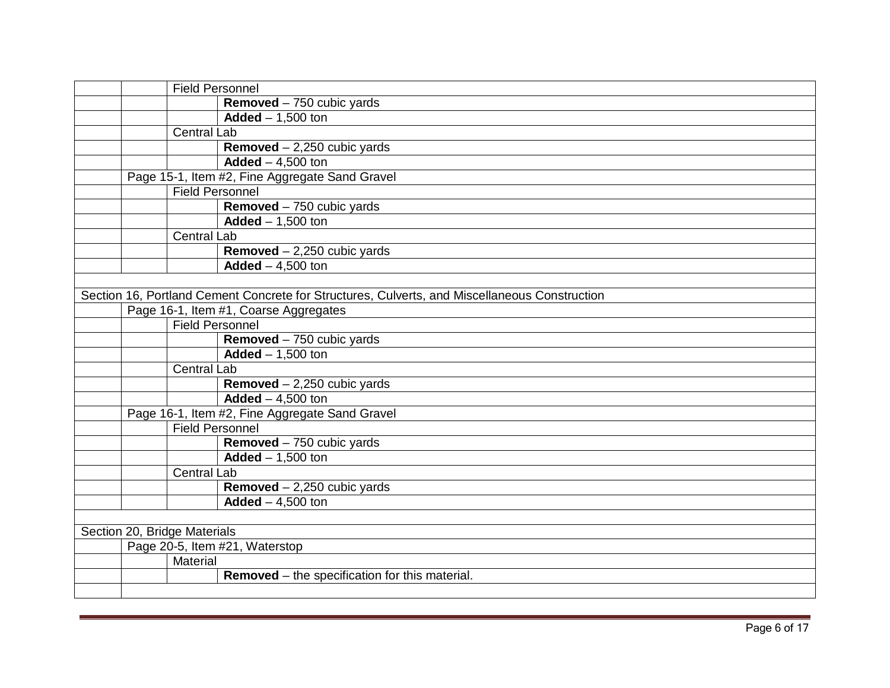| | | | |
|---|---|---|---|
| | | Field Personnel | |
| | | | **Removed** – 750 cubic yards |
| | | | **Added** – 1,500 ton |
| | | Central Lab | |
| | | | **Removed** – 2,250 cubic yards |
| | | | **Added** – 4,500 ton |
| | Page 15-1, Item #2, Fine Aggregate Sand Gravel | | |
| | | Field Personnel | |
| | | | **Removed** – 750 cubic yards |
| | | | **Added** – 1,500 ton |
| | | Central Lab | |
| | | | **Removed** – 2,250 cubic yards |
| | | | **Added** – 4,500 ton |
| | | | |
| Section 16, Portland Cement Concrete for Structures, Culverts, and Miscellaneous Construction | | | |
| | Page 16-1, Item #1, Coarse Aggregates | | |
| | | Field Personnel | |
| | | | **Removed** – 750 cubic yards |
| | | | **Added** – 1,500 ton |
| | | Central Lab | |
| | | | **Removed** – 2,250 cubic yards |
| | | | **Added** – 4,500 ton |
| | Page 16-1, Item #2, Fine Aggregate Sand Gravel | | |
| | | Field Personnel | |
| | | | **Removed** – 750 cubic yards |
| | | | **Added** – 1,500 ton |
| | | Central Lab | |
| | | | **Removed** – 2,250 cubic yards |
| | | | **Added** – 4,500 ton |
| | | | |
| Section 20, Bridge Materials | | | |
| | Page 20-5, Item #21, Waterstop | | |
| | | Material | |
| | | | **Removed** – the specification for this material. |
| | | | |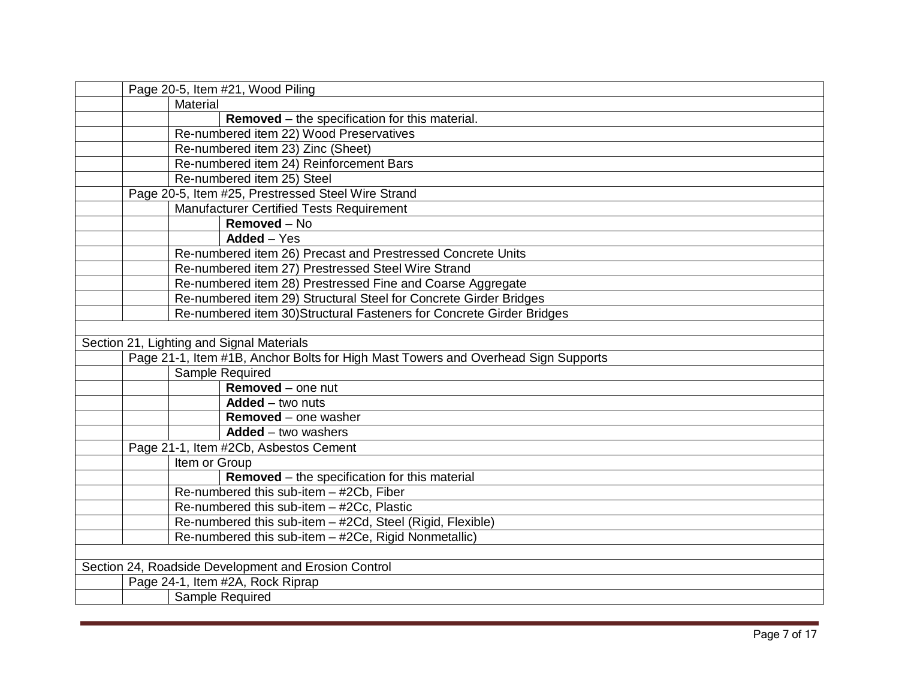| | | | |
|---|---|---|---|
| | Page 20-5, Item #21, Wood Piling | | |
| | | Material | |
| | | | **Removed** – the specification for this material. |
| | | Re-numbered item 22) Wood Preservatives | |
| | | Re-numbered item 23) Zinc (Sheet) | |
| | | Re-numbered item 24) Reinforcement Bars | |
| | | Re-numbered item 25) Steel | |
| | Page 20-5, Item #25, Prestressed Steel Wire Strand | | |
| | | Manufacturer Certified Tests Requirement | |
| | | | **Removed** – No |
| | | | **Added** – Yes |
| | | Re-numbered item 26) Precast and Prestressed Concrete Units | |
| | | Re-numbered item 27) Prestressed Steel Wire Strand | |
| | | Re-numbered item 28) Prestressed Fine and Coarse Aggregate | |
| | | Re-numbered item 29) Structural Steel for Concrete Girder Bridges | |
| | | Re-numbered item 30)Structural Fasteners for Concrete Girder Bridges | |
| | | | |
| Section 21, Lighting and Signal Materials | | | |
| | Page 21-1, Item #1B, Anchor Bolts for High Mast Towers and Overhead Sign Supports | | |
| | | Sample Required | |
| | | | **Removed** – one nut |
| | | | **Added** – two nuts |
| | | | **Removed** – one washer |
| | | | **Added** – two washers |
| | Page 21-1, Item #2Cb, Asbestos Cement | | |
| | | Item or Group | |
| | | | **Removed** – the specification for this material |
| | | Re-numbered this sub-item – #2Cb, Fiber | |
| | | Re-numbered this sub-item – #2Cc, Plastic | |
| | | Re-numbered this sub-item – #2Cd, Steel (Rigid, Flexible) | |
| | | Re-numbered this sub-item – #2Ce, Rigid Nonmetallic) | |
| | | | |
| Section 24, Roadside Development and Erosion Control | | | |
| | Page 24-1, Item #2A, Rock Riprap | | |
| | | Sample Required | |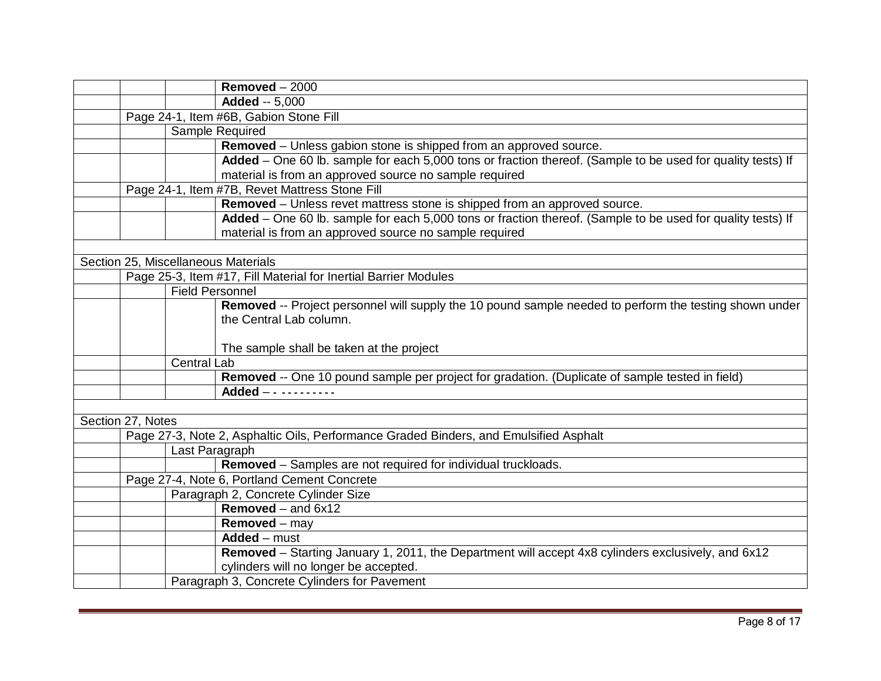| | | | |
|---|---|---|---|
| | | | **Removed** – 2000 |
| | | | **Added** -- 5,000 |
| | Page 24-1, Item #6B, Gabion Stone Fill | | |
| | | Sample Required | |
| | | | **Removed** – Unless gabion stone is shipped from an approved source. |
| | | | **Added** – One 60 lb. sample for each 5,000 tons or fraction thereof. (Sample to be used for quality tests) If material is from an approved source no sample required |
| | Page 24-1, Item #7B, Revet Mattress Stone Fill | | |
| | | | **Removed** – Unless revet mattress stone is shipped from an approved source. |
| | | | **Added** – One 60 lb. sample for each 5,000 tons or fraction thereof. (Sample to be used for quality tests) If material is from an approved source no sample required |
| | | | |
| Section 25, Miscellaneous Materials | | | |
| | Page 25-3, Item #17, Fill Material for Inertial Barrier Modules | | |
| | | Field Personnel | |
| | | | **Removed** -- Project personnel will supply the 10 pound sample needed to perform the testing shown under the Central Lab column.<br><br>The sample shall be taken at the project |
| | | Central Lab | |
| | | | **Removed** -- One 10 pound sample per project for gradation. (Duplicate of sample tested in field) |
| | | | **Added** – - - - - - - - - - - |
| | | | |
| Section 27, Notes | | | |
| | Page 27-3, Note 2, Asphaltic Oils, Performance Graded Binders, and Emulsified Asphalt | | |
| | | Last Paragraph | |
| | | | **Removed** – Samples are not required for individual truckloads. |
| | Page 27-4, Note 6, Portland Cement Concrete | | |
| | | Paragraph 2, Concrete Cylinder Size | |
| | | | **Removed** – and 6x12 |
| | | | **Removed** – may |
| | | | **Added** – must |
| | | | **Removed** – Starting January 1, 2011, the Department will accept 4x8 cylinders exclusively, and 6x12 cylinders will no longer be accepted. |
| | | Paragraph 3, Concrete Cylinders for Pavement | |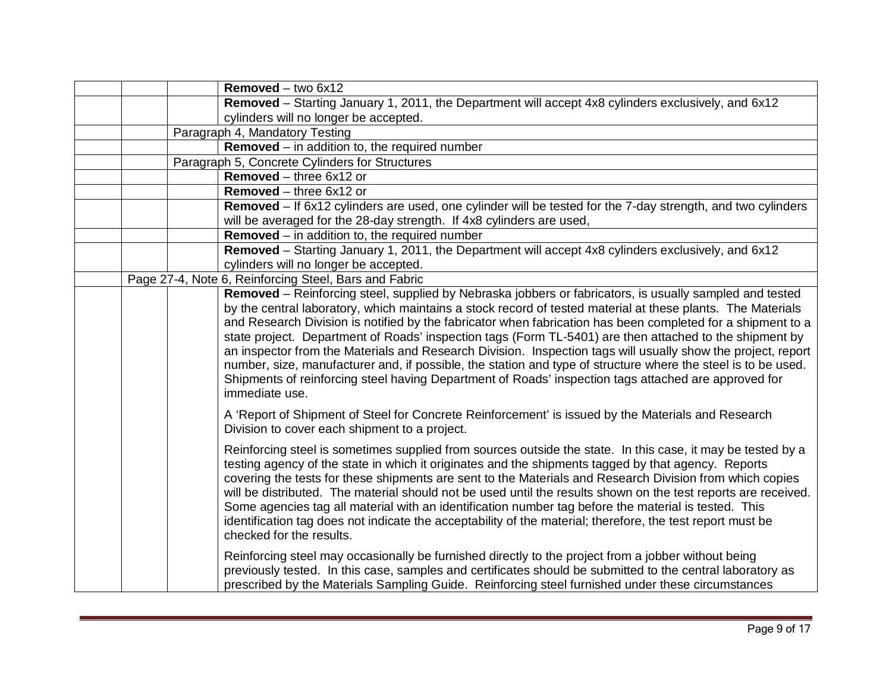| | | | |
|---|---|---|---|
| | | | **Removed** – two 6x12 |
| | | | **Removed** – Starting January 1, 2011, the Department will accept 4x8 cylinders exclusively, and 6x12 cylinders will no longer be accepted. |
| | | Paragraph 4, Mandatory Testing | |
| | | | **Removed** – in addition to, the required number |
| | | Paragraph 5, Concrete Cylinders for Structures | |
| | | | **Removed** – three 6x12 or |
| | | | **Removed** – three 6x12 or |
| | | | **Removed** – If 6x12 cylinders are used, one cylinder will be tested for the 7-day strength, and two cylinders will be averaged for the 28-day strength. If 4x8 cylinders are used, |
| | | | **Removed** – in addition to, the required number |
| | | | **Removed** – Starting January 1, 2011, the Department will accept 4x8 cylinders exclusively, and 6x12 cylinders will no longer be accepted. |
| | Page 27-4, Note 6, Reinforcing Steel, Bars and Fabric | | |
| | | | **Removed** – Reinforcing steel, supplied by Nebraska jobbers or fabricators, is usually sampled and tested by the central laboratory, which maintains a stock record of tested material at these plants. The Materials and Research Division is notified by the fabricator when fabrication has been completed for a shipment to a state project. Department of Roads' inspection tags (Form TL-5401) are then attached to the shipment by an inspector from the Materials and Research Division. Inspection tags will usually show the project, report number, size, manufacturer and, if possible, the station and type of structure where the steel is to be used. Shipments of reinforcing steel having Department of Roads' inspection tags attached are approved for immediate use.<br><br>A 'Report of Shipment of Steel for Concrete Reinforcement' is issued by the Materials and Research Division to cover each shipment to a project.<br><br>Reinforcing steel is sometimes supplied from sources outside the state. In this case, it may be tested by a testing agency of the state in which it originates and the shipments tagged by that agency. Reports covering the tests for these shipments are sent to the Materials and Research Division from which copies will be distributed. The material should not be used until the results shown on the test reports are received. Some agencies tag all material with an identification number tag before the material is tested. This identification tag does not indicate the acceptability of the material; therefore, the test report must be checked for the results.<br><br>Reinforcing steel may occasionally be furnished directly to the project from a jobber without being previously tested. In this case, samples and certificates should be submitted to the central laboratory as prescribed by the Materials Sampling Guide. Reinforcing steel furnished under these circumstances |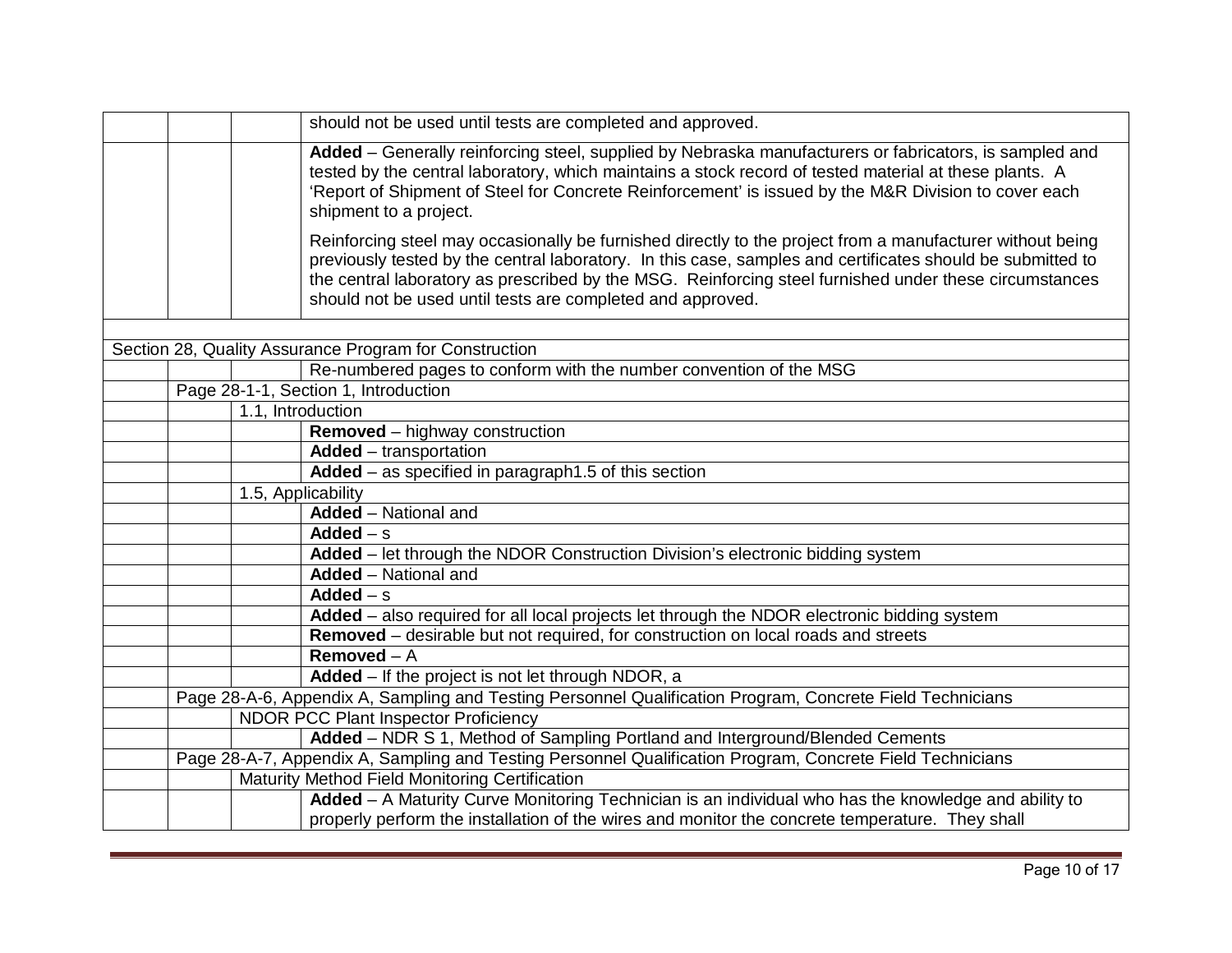| | | | |
|---|---|---|---|
| | | | should not be used until tests are completed and approved. |
| | | | **Added** – Generally reinforcing steel, supplied by Nebraska manufacturers or fabricators, is sampled and tested by the central laboratory, which maintains a stock record of tested material at these plants. A 'Report of Shipment of Steel for Concrete Reinforcement' is issued by the M&R Division to cover each shipment to a project.<br><br>Reinforcing steel may occasionally be furnished directly to the project from a manufacturer without being previously tested by the central laboratory. In this case, samples and certificates should be submitted to the central laboratory as prescribed by the MSG. Reinforcing steel furnished under these circumstances should not be used until tests are completed and approved. |
| | | | |
| Section 28, Quality Assurance Program for Construction | | | |
| | | | Re-numbered pages to conform with the number convention of the MSG |
| | Page 28-1-1, Section 1, Introduction | | |
| | | 1.1, Introduction | |
| | | | **Removed** – highway construction |
| | | | **Added** – transportation |
| | | | **Added** – as specified in paragraph1.5 of this section |
| | | 1.5, Applicability | |
| | | | **Added** – National and |
| | | | **Added** – s |
| | | | **Added** – let through the NDOR Construction Division's electronic bidding system |
| | | | **Added** – National and |
| | | | **Added** – s |
| | | | **Added** – also required for all local projects let through the NDOR electronic bidding system |
| | | | **Removed** – desirable but not required, for construction on local roads and streets |
| | | | **Removed** – A |
| | | | **Added** – If the project is not let through NDOR, a |
| | Page 28-A-6, Appendix A, Sampling and Testing Personnel Qualification Program, Concrete Field Technicians | | |
| | | NDOR PCC Plant Inspector Proficiency | |
| | | | **Added** – NDR S 1, Method of Sampling Portland and Interground/Blended Cements |
| | Page 28-A-7, Appendix A, Sampling and Testing Personnel Qualification Program, Concrete Field Technicians | | |
| | | Maturity Method Field Monitoring Certification | |
| | | | **Added** – A Maturity Curve Monitoring Technician is an individual who has the knowledge and ability to properly perform the installation of the wires and monitor the concrete temperature. They shall |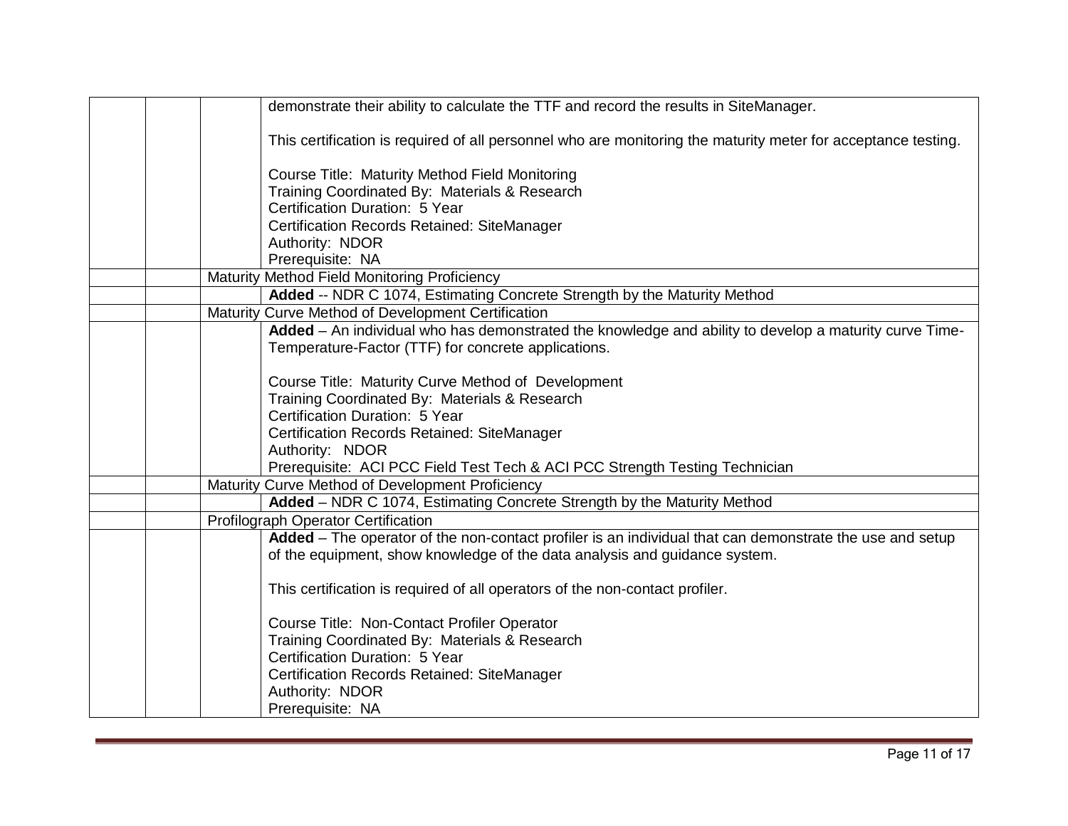| | | | |
|---|---|---|---|
| | | | demonstrate their ability to calculate the TTF and record the results in SiteManager.<br><br>This certification is required of all personnel who are monitoring the maturity meter for acceptance testing.<br><br>Course Title: Maturity Method Field Monitoring<br>Training Coordinated By: Materials & Research<br>Certification Duration: 5 Year<br>Certification Records Retained: SiteManager<br>Authority: NDOR<br>Prerequisite: NA |
| | | Maturity Method Field Monitoring Proficiency | |
| | | | **Added** -- NDR C 1074, Estimating Concrete Strength by the Maturity Method |
| | | Maturity Curve Method of Development Certification | |
| | | | **Added** – An individual who has demonstrated the knowledge and ability to develop a maturity curve Time-Temperature-Factor (TTF) for concrete applications.<br><br>Course Title: Maturity Curve Method of Development<br>Training Coordinated By: Materials & Research<br>Certification Duration: 5 Year<br>Certification Records Retained: SiteManager<br>Authority: NDOR<br>Prerequisite: ACI PCC Field Test Tech & ACI PCC Strength Testing Technician |
| | | Maturity Curve Method of Development Proficiency | |
| | | | **Added** – NDR C 1074, Estimating Concrete Strength by the Maturity Method |
| | | Profilograph Operator Certification | |
| | | | **Added** – The operator of the non-contact profiler is an individual that can demonstrate the use and setup of the equipment, show knowledge of the data analysis and guidance system.<br><br>This certification is required of all operators of the non-contact profiler.<br><br>Course Title: Non-Contact Profiler Operator<br>Training Coordinated By: Materials & Research<br>Certification Duration: 5 Year<br>Certification Records Retained: SiteManager<br>Authority: NDOR<br>Prerequisite: NA |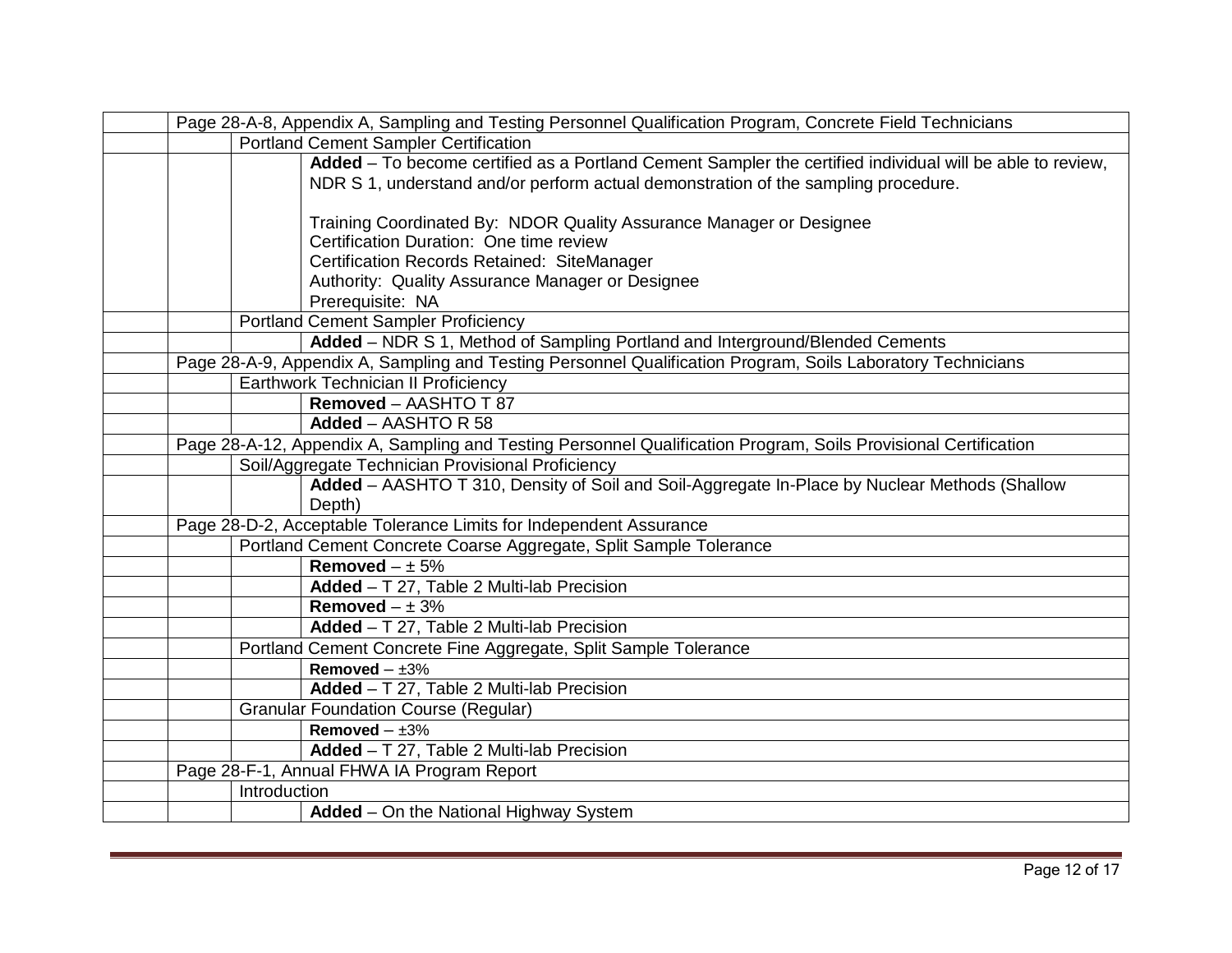| | | | |
|---|---|---|---|
| | Page 28-A-8, Appendix A, Sampling and Testing Personnel Qualification Program, Concrete Field Technicians | | |
| | | Portland Cement Sampler Certification | |
| | | | **Added** – To become certified as a Portland Cement Sampler the certified individual will be able to review, NDR S 1, understand and/or perform actual demonstration of the sampling procedure.<br><br>Training Coordinated By: NDOR Quality Assurance Manager or Designee<br>Certification Duration: One time review<br>Certification Records Retained: SiteManager<br>Authority: Quality Assurance Manager or Designee<br>Prerequisite: NA |
| | | Portland Cement Sampler Proficiency | |
| | | | **Added** – NDR S 1, Method of Sampling Portland and Interground/Blended Cements |
| | Page 28-A-9, Appendix A, Sampling and Testing Personnel Qualification Program, Soils Laboratory Technicians | | |
| | | Earthwork Technician II Proficiency | |
| | | | **Removed** – AASHTO T 87 |
| | | | **Added** – AASHTO R 58 |
| | Page 28-A-12, Appendix A, Sampling and Testing Personnel Qualification Program, Soils Provisional Certification | | |
| | | Soil/Aggregate Technician Provisional Proficiency | |
| | | | **Added** – AASHTO T 310, Density of Soil and Soil-Aggregate In-Place by Nuclear Methods (Shallow Depth) |
| | Page 28-D-2, Acceptable Tolerance Limits for Independent Assurance | | |
| | | Portland Cement Concrete Coarse Aggregate, Split Sample Tolerance | |
| | | | **Removed** – ± 5% |
| | | | **Added** – T 27, Table 2 Multi-lab Precision |
| | | | **Removed** – ± 3% |
| | | | **Added** – T 27, Table 2 Multi-lab Precision |
| | | Portland Cement Concrete Fine Aggregate, Split Sample Tolerance | |
| | | | **Removed** – ±3% |
| | | | **Added** – T 27, Table 2 Multi-lab Precision |
| | | Granular Foundation Course (Regular) | |
| | | | **Removed** – ±3% |
| | | | **Added** – T 27, Table 2 Multi-lab Precision |
| | Page 28-F-1, Annual FHWA IA Program Report | | |
| | | Introduction | |
| | | | **Added** – On the National Highway System |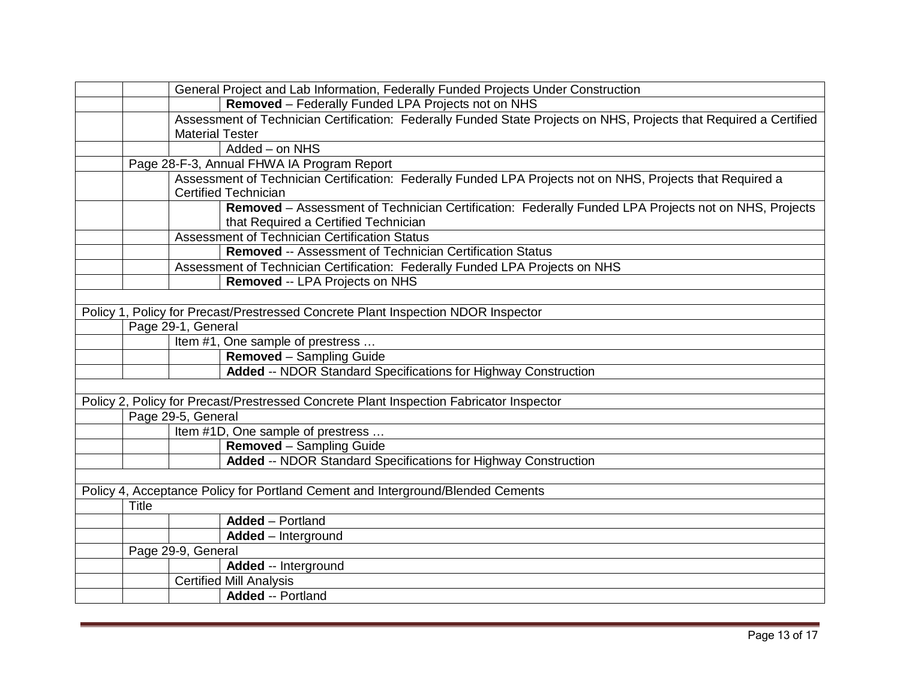| | | | |
|---|---|---|---|
| | | General Project and Lab Information, Federally Funded Projects Under Construction | |
| | | | **Removed** – Federally Funded LPA Projects not on NHS |
| | | Assessment of Technician Certification: Federally Funded State Projects on NHS, Projects that Required a Certified Material Tester | |
| | | | Added – on NHS |
| | Page 28-F-3, Annual FHWA IA Program Report | | |
| | | Assessment of Technician Certification: Federally Funded LPA Projects not on NHS, Projects that Required a Certified Technician | |
| | | | **Removed** – Assessment of Technician Certification: Federally Funded LPA Projects not on NHS, Projects that Required a Certified Technician |
| | | Assessment of Technician Certification Status | |
| | | | **Removed** -- Assessment of Technician Certification Status |
| | | Assessment of Technician Certification: Federally Funded LPA Projects on NHS | |
| | | | **Removed** -- LPA Projects on NHS |
| | | | |
| Policy 1, Policy for Precast/Prestressed Concrete Plant Inspection NDOR Inspector | | | |
| | Page 29-1, General | | |
| | | Item #1, One sample of prestress … | |
| | | | **Removed** – Sampling Guide |
| | | | **Added** -- NDOR Standard Specifications for Highway Construction |
| | | | |
| Policy 2, Policy for Precast/Prestressed Concrete Plant Inspection Fabricator Inspector | | | |
| | Page 29-5, General | | |
| | | Item #1D, One sample of prestress … | |
| | | | **Removed** – Sampling Guide |
| | | | **Added** -- NDOR Standard Specifications for Highway Construction |
| | | | |
| Policy 4, Acceptance Policy for Portland Cement and Interground/Blended Cements | | | |
| | Title | | |
| | | | **Added** – Portland |
| | | | **Added** – Interground |
| | Page 29-9, General | | |
| | | | **Added** -- Interground |
| | | Certified Mill Analysis | |
| | | | **Added** -- Portland |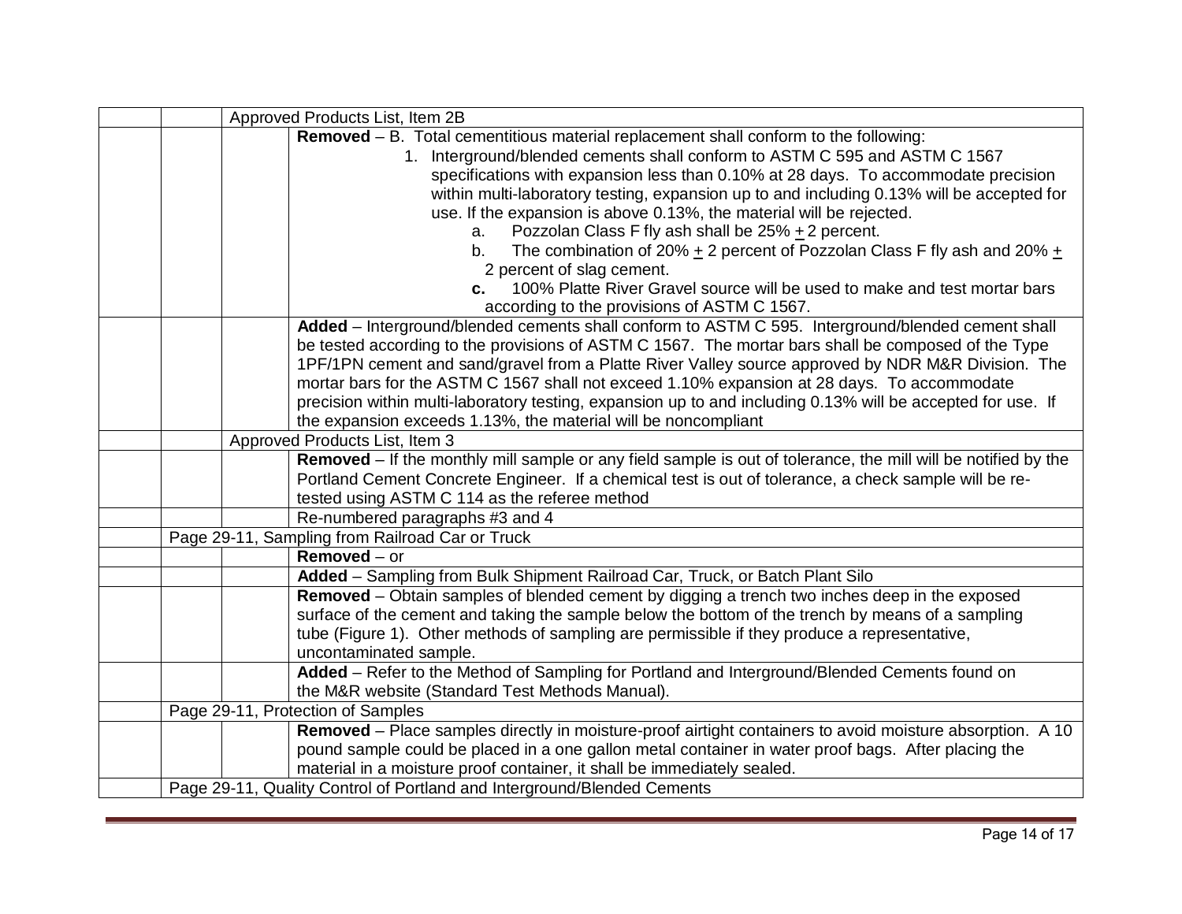| | | | |
|---|---|---|---|
| | | Approved Products List, Item 2B | |
| | | | **Removed** – B. Total cementitious material replacement shall conform to the following:<br>1. Interground/blended cements shall conform to ASTM C 595 and ASTM C 1567 specifications with expansion less than 0.10% at 28 days. To accommodate precision within multi-laboratory testing, expansion up to and including 0.13% will be accepted for use. If the expansion is above 0.13%, the material will be rejected.<br>a. Pozzolan Class F fly ash shall be 25% $\pm$ 2 percent.<br>b. The combination of 20% $\pm$ 2 percent of Pozzolan Class F fly ash and 20% $\pm$ 2 percent of slag cement.<br>**c.** 100% Platte River Gravel source will be used to make and test mortar bars according to the provisions of ASTM C 1567. |
| | | | **Added** – Interground/blended cements shall conform to ASTM C 595. Interground/blended cement shall be tested according to the provisions of ASTM C 1567. The mortar bars shall be composed of the Type 1PF/1PN cement and sand/gravel from a Platte River Valley source approved by NDR M&R Division. The mortar bars for the ASTM C 1567 shall not exceed 1.10% expansion at 28 days. To accommodate precision within multi-laboratory testing, expansion up to and including 0.13% will be accepted for use. If the expansion exceeds 1.13%, the material will be noncompliant |
| | | Approved Products List, Item 3 | |
| | | | **Removed** – If the monthly mill sample or any field sample is out of tolerance, the mill will be notified by the Portland Cement Concrete Engineer. If a chemical test is out of tolerance, a check sample will be re-tested using ASTM C 114 as the referee method |
| | | | Re-numbered paragraphs #3 and 4 |
| | Page 29-11, Sampling from Railroad Car or Truck | | |
| | | | **Removed** – or |
| | | | **Added** – Sampling from Bulk Shipment Railroad Car, Truck, or Batch Plant Silo |
| | | | **Removed** – Obtain samples of blended cement by digging a trench two inches deep in the exposed surface of the cement and taking the sample below the bottom of the trench by means of a sampling tube (Figure 1). Other methods of sampling are permissible if they produce a representative, uncontaminated sample. |
| | | | **Added** – Refer to the Method of Sampling for Portland and Interground/Blended Cements found on the M&R website (Standard Test Methods Manual). |
| | Page 29-11, Protection of Samples | | |
| | | | **Removed** – Place samples directly in moisture-proof airtight containers to avoid moisture absorption. A 10 pound sample could be placed in a one gallon metal container in water proof bags. After placing the material in a moisture proof container, it shall be immediately sealed. |
| | Page 29-11, Quality Control of Portland and Interground/Blended Cements | | |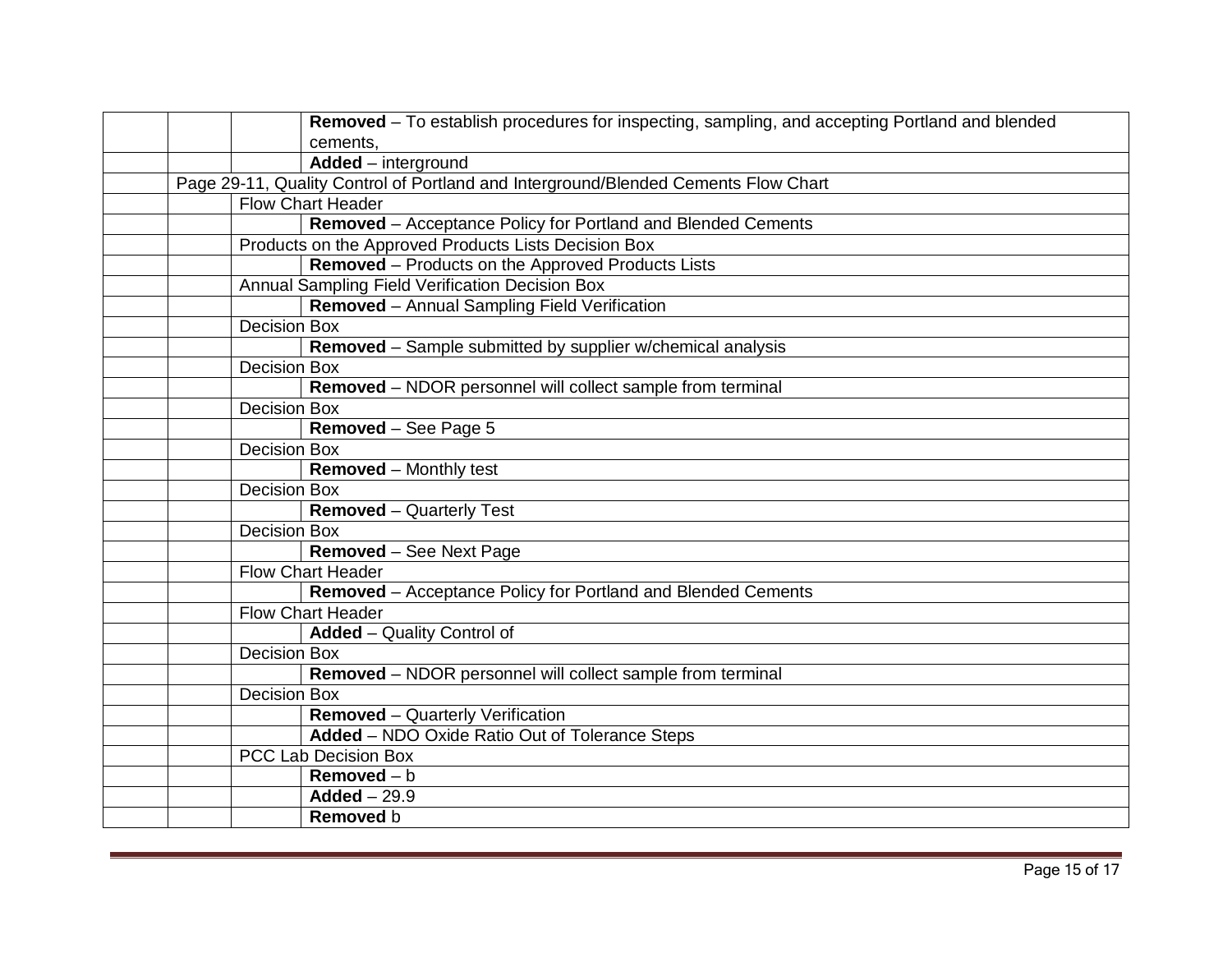| | | | |
|---|---|---|---|
| | | | **Removed** – To establish procedures for inspecting, sampling, and accepting Portland and blended cements, |
| | | | **Added** – interground |
| | Page 29-11, Quality Control of Portland and Interground/Blended Cements Flow Chart | | |
| | | Flow Chart Header | |
| | | | **Removed** – Acceptance Policy for Portland and Blended Cements |
| | | Products on the Approved Products Lists Decision Box | |
| | | | **Removed** – Products on the Approved Products Lists |
| | | Annual Sampling Field Verification Decision Box | |
| | | | **Removed** – Annual Sampling Field Verification |
| | | Decision Box | |
| | | | **Removed** – Sample submitted by supplier w/chemical analysis |
| | | Decision Box | |
| | | | **Removed** – NDOR personnel will collect sample from terminal |
| | | Decision Box | |
| | | | **Removed** – See Page 5 |
| | | Decision Box | |
| | | | **Removed** – Monthly test |
| | | Decision Box | |
| | | | **Removed** – Quarterly Test |
| | | Decision Box | |
| | | | **Removed** – See Next Page |
| | | Flow Chart Header | |
| | | | **Removed** – Acceptance Policy for Portland and Blended Cements |
| | | Flow Chart Header | |
| | | | **Added** – Quality Control of |
| | | Decision Box | |
| | | | **Removed** – NDOR personnel will collect sample from terminal |
| | | Decision Box | |
| | | | **Removed** – Quarterly Verification |
| | | | **Added** – NDO Oxide Ratio Out of Tolerance Steps |
| | | PCC Lab Decision Box | |
| | | | **Removed** – b |
| | | | **Added** – 29.9 |
| | | | **Removed** b |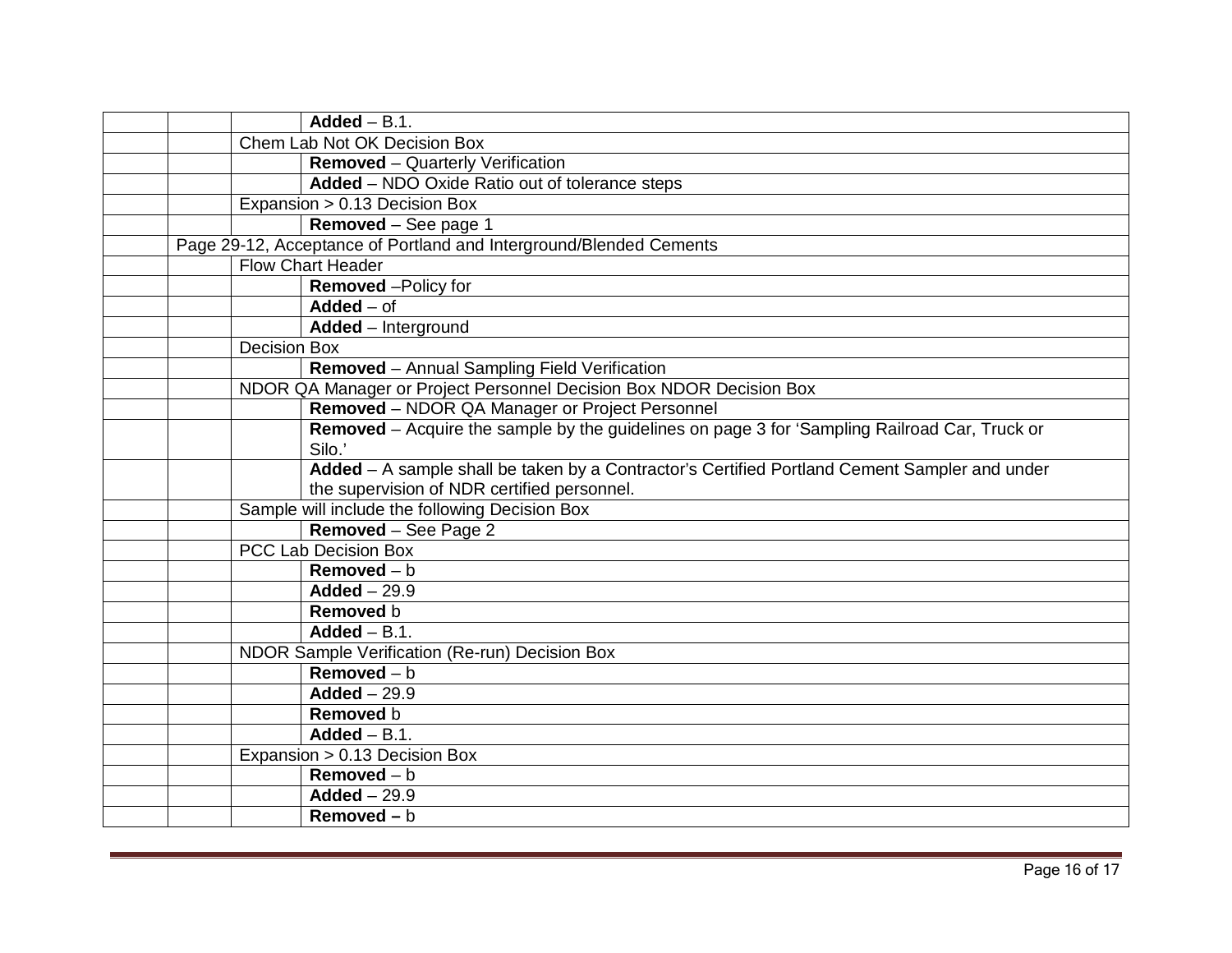| | | | |
|---|---|---|---|
| | | | **Added** – B.1. |
| | | Chem Lab Not OK Decision Box | |
| | | | **Removed** – Quarterly Verification |
| | | | **Added** – NDO Oxide Ratio out of tolerance steps |
| | | Expansion > 0.13 Decision Box | |
| | | | **Removed** – See page 1 |
| | Page 29-12, Acceptance of Portland and Interground/Blended Cements | | |
| | | Flow Chart Header | |
| | | | **Removed** –Policy for |
| | | | **Added** – of |
| | | | **Added** – Interground |
| | | Decision Box | |
| | | | **Removed** – Annual Sampling Field Verification |
| | | NDOR QA Manager or Project Personnel Decision Box NDOR Decision Box | |
| | | | **Removed** – NDOR QA Manager or Project Personnel |
| | | | **Removed** – Acquire the sample by the guidelines on page 3 for 'Sampling Railroad Car, Truck or Silo.' |
| | | | **Added** – A sample shall be taken by a Contractor's Certified Portland Cement Sampler and under the supervision of NDR certified personnel. |
| | | Sample will include the following Decision Box | |
| | | | **Removed** – See Page 2 |
| | | PCC Lab Decision Box | |
| | | | **Removed** – b |
| | | | **Added** – 29.9 |
| | | | **Removed** b |
| | | | **Added** – B.1. |
| | | NDOR Sample Verification (Re-run) Decision Box | |
| | | | **Removed** – b |
| | | | **Added** – 29.9 |
| | | | **Removed** b |
| | | | **Added** – B.1. |
| | | Expansion > 0.13 Decision Box | |
| | | | **Removed** – b |
| | | | **Added** – 29.9 |
| | | | **Removed –** b |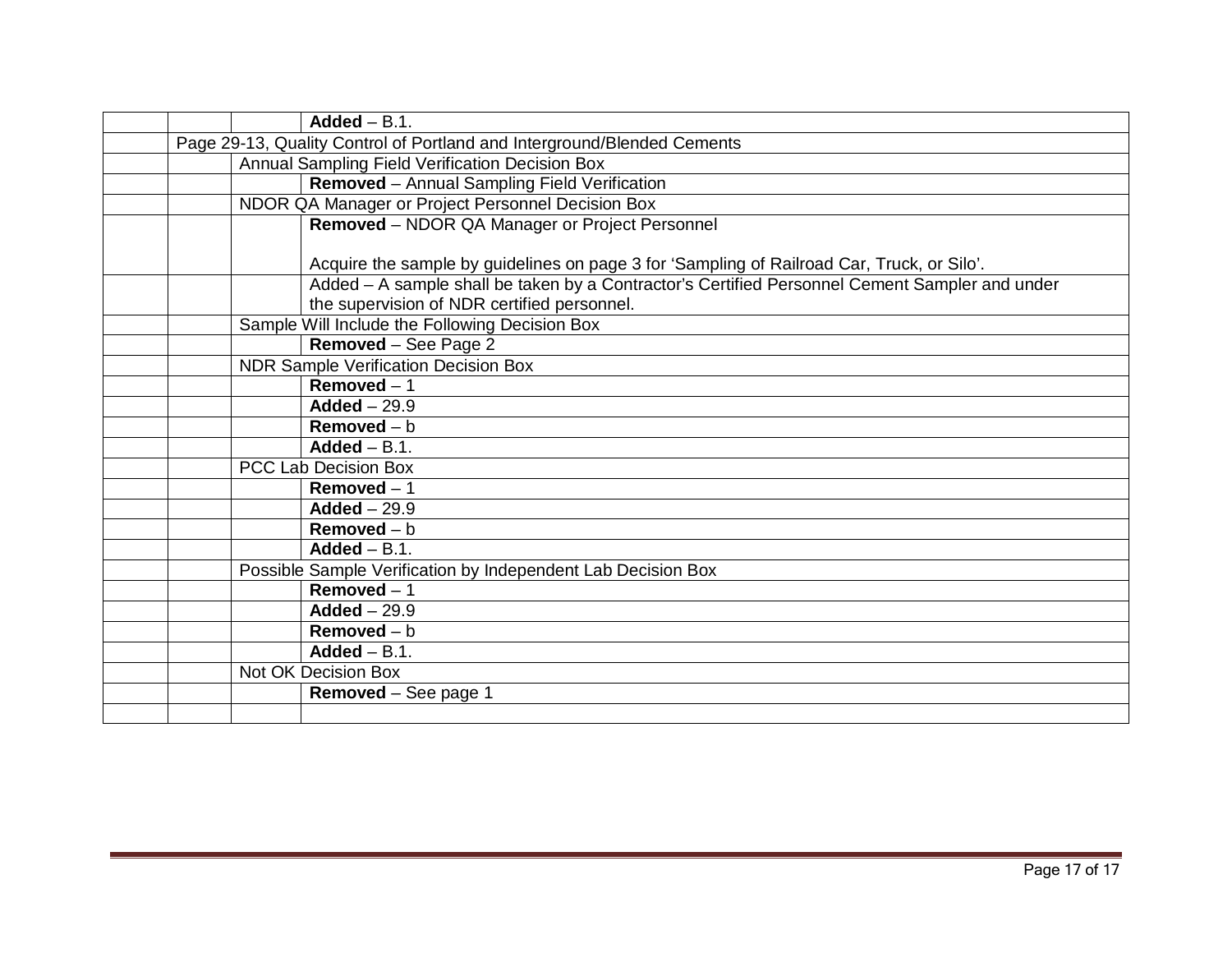| | | | |
|---|---|---|---|
| | | | **Added** – B.1. |
| | Page 29-13, Quality Control of Portland and Interground/Blended Cements | | |
| | | Annual Sampling Field Verification Decision Box | |
| | | | **Removed** – Annual Sampling Field Verification |
| | | NDOR QA Manager or Project Personnel Decision Box | |
| | | | **Removed** – NDOR QA Manager or Project Personnel<br><br>Acquire the sample by guidelines on page 3 for 'Sampling of Railroad Car, Truck, or Silo'. |
| | | | Added – A sample shall be taken by a Contractor's Certified Personnel Cement Sampler and under the supervision of NDR certified personnel. |
| | | Sample Will Include the Following Decision Box | |
| | | | **Removed** – See Page 2 |
| | | NDR Sample Verification Decision Box | |
| | | | **Removed** – 1 |
| | | | **Added** – 29.9 |
| | | | **Removed** – b |
| | | | **Added** – B.1. |
| | | PCC Lab Decision Box | |
| | | | **Removed** – 1 |
| | | | **Added** – 29.9 |
| | | | **Removed** – b |
| | | | **Added** – B.1. |
| | | Possible Sample Verification by Independent Lab Decision Box | |
| | | | **Removed** – 1 |
| | | | **Added** – 29.9 |
| | | | **Removed** – b |
| | | | **Added** – B.1. |
| | | Not OK Decision Box | |
| | | | **Removed** – See page 1 |
| | | | |